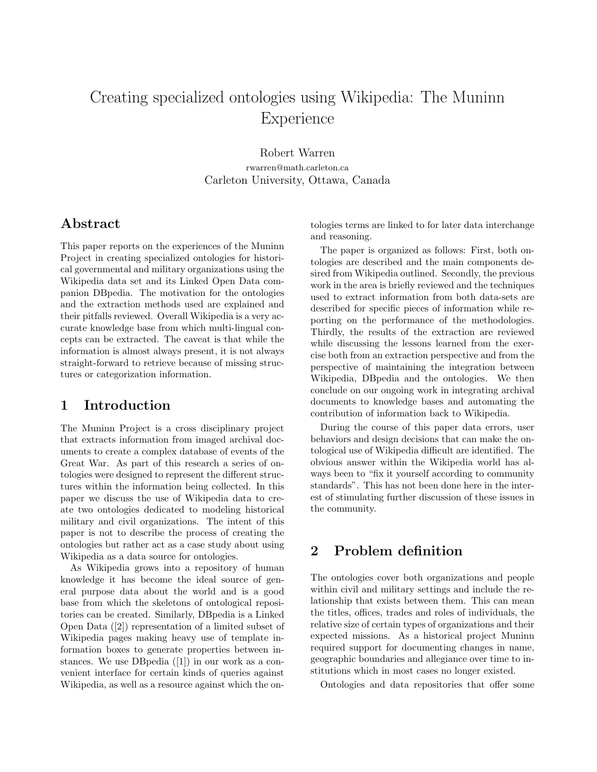# Creating specialized ontologies using Wikipedia: The Muninn Experience

Robert Warren
rwarren@math.carleton.ca
Carleton University, Ottawa, Canada

## Abstract

This paper reports on the experiences of the Muninn Project in creating specialized ontologies for historical governmental and military organizations using the Wikipedia data set and its Linked Open Data companion DBpedia. The motivation for the ontologies and the extraction methods used are explained and their pitfalls reviewed. Overall Wikipedia is a very accurate knowledge base from which multi-lingual concepts can be extracted. The caveat is that while the information is almost always present, it is not always straight-forward to retrieve because of missing structures or categorization information.

## 1 Introduction

The Muninn Project is a cross disciplinary project that extracts information from imaged archival documents to create a complex database of events of the Great War. As part of this research a series of ontologies were designed to represent the different structures within the information being collected. In this paper we discuss the use of Wikipedia data to create two ontologies dedicated to modeling historical military and civil organizations. The intent of this paper is not to describe the process of creating the ontologies but rather act as a case study about using Wikipedia as a data source for ontologies.

As Wikipedia grows into a repository of human knowledge it has become the ideal source of general purpose data about the world and is a good base from which the skeletons of ontological repositories can be created. Similarly, DBpedia is a Linked Open Data ([2]) representation of a limited subset of Wikipedia pages making heavy use of template information boxes to generate properties between instances. We use DBpedia ([1]) in our work as a convenient interface for certain kinds of queries against Wikipedia, as well as a resource against which the ontologies terms are linked to for later data interchange and reasoning.

The paper is organized as follows: First, both ontologies are described and the main components desired from Wikipedia outlined. Secondly, the previous work in the area is briefly reviewed and the techniques used to extract information from both data-sets are described for specific pieces of information while reporting on the performance of the methodologies. Thirdly, the results of the extraction are reviewed while discussing the lessons learned from the exercise both from an extraction perspective and from the perspective of maintaining the integration between Wikipedia, DBpedia and the ontologies. We then conclude on our ongoing work in integrating archival documents to knowledge bases and automating the contribution of information back to Wikipedia.

During the course of this paper data errors, user behaviors and design decisions that can make the ontological use of Wikipedia difficult are identified. The obvious answer within the Wikipedia world has always been to "fix it yourself according to community standards". This has not been done here in the interest of stimulating further discussion of these issues in the community.

## 2 Problem definition

The ontologies cover both organizations and people within civil and military settings and include the relationship that exists between them. This can mean the titles, offices, trades and roles of individuals, the relative size of certain types of organizations and their expected missions. As a historical project Muninn required support for documenting changes in name, geographic boundaries and allegiance over time to institutions which in most cases no longer existed.

Ontologies and data repositories that offer some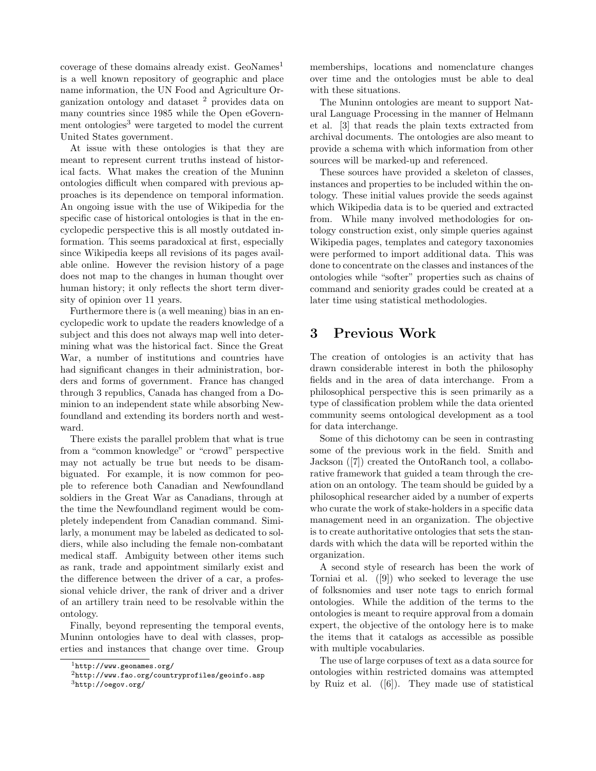coverage of these domains already exist. GeoNames[1] is a well known repository of geographic and place name information, the UN Food and Agriculture Organization ontology and dataset [2] provides data on many countries since 1985 while the Open eGovernment ontologies[3] were targeted to model the current United States government.

At issue with these ontologies is that they are meant to represent current truths instead of historical facts. What makes the creation of the Muninn ontologies difficult when compared with previous approaches is its dependence on temporal information. An ongoing issue with the use of Wikipedia for the specific case of historical ontologies is that in the encyclopedic perspective this is all mostly outdated information. This seems paradoxical at first, especially since Wikipedia keeps all revisions of its pages available online. However the revision history of a page does not map to the changes in human thought over human history; it only reflects the short term diversity of opinion over 11 years.

Furthermore there is (a well meaning) bias in an encyclopedic work to update the readers knowledge of a subject and this does not always map well into determining what was the historical fact. Since the Great War, a number of institutions and countries have had significant changes in their administration, borders and forms of government. France has changed through 3 republics, Canada has changed from a Dominion to an independent state while absorbing Newfoundland and extending its borders north and westward.

There exists the parallel problem that what is true from a "common knowledge" or "crowd" perspective may not actually be true but needs to be disambiguated. For example, it is now common for people to reference both Canadian and Newfoundland soldiers in the Great War as Canadians, through at the time the Newfoundland regiment would be completely independent from Canadian command. Similarly, a monument may be labeled as dedicated to soldiers, while also including the female non-combatant medical staff. Ambiguity between other items such as rank, trade and appointment similarly exist and the difference between the driver of a car, a professional vehicle driver, the rank of driver and a driver of an artillery train need to be resolvable within the ontology.

Finally, beyond representing the temporal events, Muninn ontologies have to deal with classes, properties and instances that change over time. Group memberships, locations and nomenclature changes over time and the ontologies must be able to deal with these situations.

The Muninn ontologies are meant to support Natural Language Processing in the manner of Helmann et al. [3] that reads the plain texts extracted from archival documents. The ontologies are also meant to provide a schema with which information from other sources will be marked-up and referenced.

These sources have provided a skeleton of classes, instances and properties to be included within the ontology. These initial values provide the seeds against which Wikipedia data is to be queried and extracted from. While many involved methodologies for ontology construction exist, only simple queries against Wikipedia pages, templates and category taxonomies were performed to import additional data. This was done to concentrate on the classes and instances of the ontologies while "softer" properties such as chains of command and seniority grades could be created at a later time using statistical methodologies.

# 3 Previous Work

The creation of ontologies is an activity that has drawn considerable interest in both the philosophy fields and in the area of data interchange. From a philosophical perspective this is seen primarily as a type of classification problem while the data oriented community seems ontological development as a tool for data interchange.

Some of this dichotomy can be seen in contrasting some of the previous work in the field. Smith and Jackson ([7]) created the OntoRanch tool, a collaborative framework that guided a team through the creation on an ontology. The team should be guided by a philosophical researcher aided by a number of experts who curate the work of stake-holders in a specific data management need in an organization. The objective is to create authoritative ontologies that sets the standards with which the data will be reported within the organization.

A second style of research has been the work of Torniai et al. ([9]) who seeked to leverage the use of folksnomies and user note tags to enrich formal ontologies. While the addition of the terms to the ontologies is meant to require approval from a domain expert, the objective of the ontology here is to make the items that it catalogs as accessible as possible with multiple vocabularies.

The use of large corpuses of text as a data source for ontologies within restricted domains was attempted by Ruiz et al. ([6]). They made use of statistical

[1] http://www.geonames.org/

[2] http://www.fao.org/countryprofiles/geoinfo.asp

[3] http://oegov.org/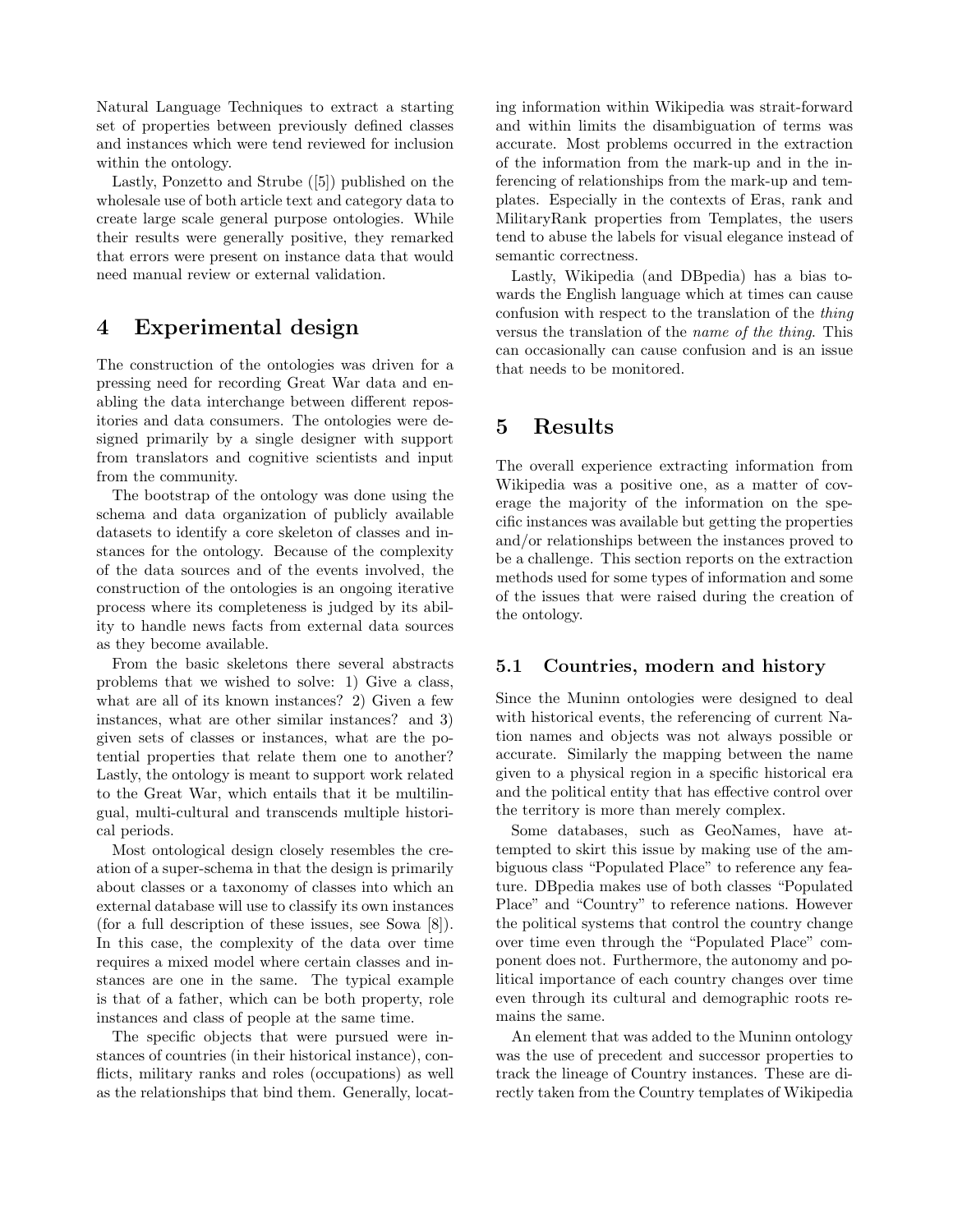Natural Language Techniques to extract a starting set of properties between previously defined classes and instances which were tend reviewed for inclusion within the ontology.

Lastly, Ponzetto and Strube ([5]) published on the wholesale use of both article text and category data to create large scale general purpose ontologies. While their results were generally positive, they remarked that errors were present on instance data that would need manual review or external validation.

## 4 Experimental design

The construction of the ontologies was driven for a pressing need for recording Great War data and enabling the data interchange between different repositories and data consumers. The ontologies were designed primarily by a single designer with support from translators and cognitive scientists and input from the community.

The bootstrap of the ontology was done using the schema and data organization of publicly available datasets to identify a core skeleton of classes and instances for the ontology. Because of the complexity of the data sources and of the events involved, the construction of the ontologies is an ongoing iterative process where its completeness is judged by its ability to handle news facts from external data sources as they become available.

From the basic skeletons there several abstracts problems that we wished to solve: 1) Give a class, what are all of its known instances? 2) Given a few instances, what are other similar instances? and 3) given sets of classes or instances, what are the potential properties that relate them one to another? Lastly, the ontology is meant to support work related to the Great War, which entails that it be multilingual, multi-cultural and transcends multiple historical periods.

Most ontological design closely resembles the creation of a super-schema in that the design is primarily about classes or a taxonomy of classes into which an external database will use to classify its own instances (for a full description of these issues, see Sowa [8]). In this case, the complexity of the data over time requires a mixed model where certain classes and instances are one in the same. The typical example is that of a father, which can be both property, role instances and class of people at the same time.

The specific objects that were pursued were instances of countries (in their historical instance), conflicts, military ranks and roles (occupations) as well as the relationships that bind them. Generally, locating information within Wikipedia was strait-forward and within limits the disambiguation of terms was accurate. Most problems occurred in the extraction of the information from the mark-up and in the inferencing of relationships from the mark-up and templates. Especially in the contexts of Eras, rank and MilitaryRank properties from Templates, the users tend to abuse the labels for visual elegance instead of semantic correctness.

Lastly, Wikipedia (and DBpedia) has a bias towards the English language which at times can cause confusion with respect to the translation of the *thing* versus the translation of the *name of the thing*. This can occasionally can cause confusion and is an issue that needs to be monitored.

## 5 Results

The overall experience extracting information from Wikipedia was a positive one, as a matter of coverage the majority of the information on the specific instances was available but getting the properties and/or relationships between the instances proved to be a challenge. This section reports on the extraction methods used for some types of information and some of the issues that were raised during the creation of the ontology.

### 5.1 Countries, modern and history

Since the Muninn ontologies were designed to deal with historical events, the referencing of current Nation names and objects was not always possible or accurate. Similarly the mapping between the name given to a physical region in a specific historical era and the political entity that has effective control over the territory is more than merely complex.

Some databases, such as GeoNames, have attempted to skirt this issue by making use of the ambiguous class "Populated Place" to reference any feature. DBpedia makes use of both classes "Populated Place" and "Country" to reference nations. However the political systems that control the country change over time even through the "Populated Place" component does not. Furthermore, the autonomy and political importance of each country changes over time even through its cultural and demographic roots remains the same.

An element that was added to the Muninn ontology was the use of precedent and successor properties to track the lineage of Country instances. These are directly taken from the Country templates of Wikipedia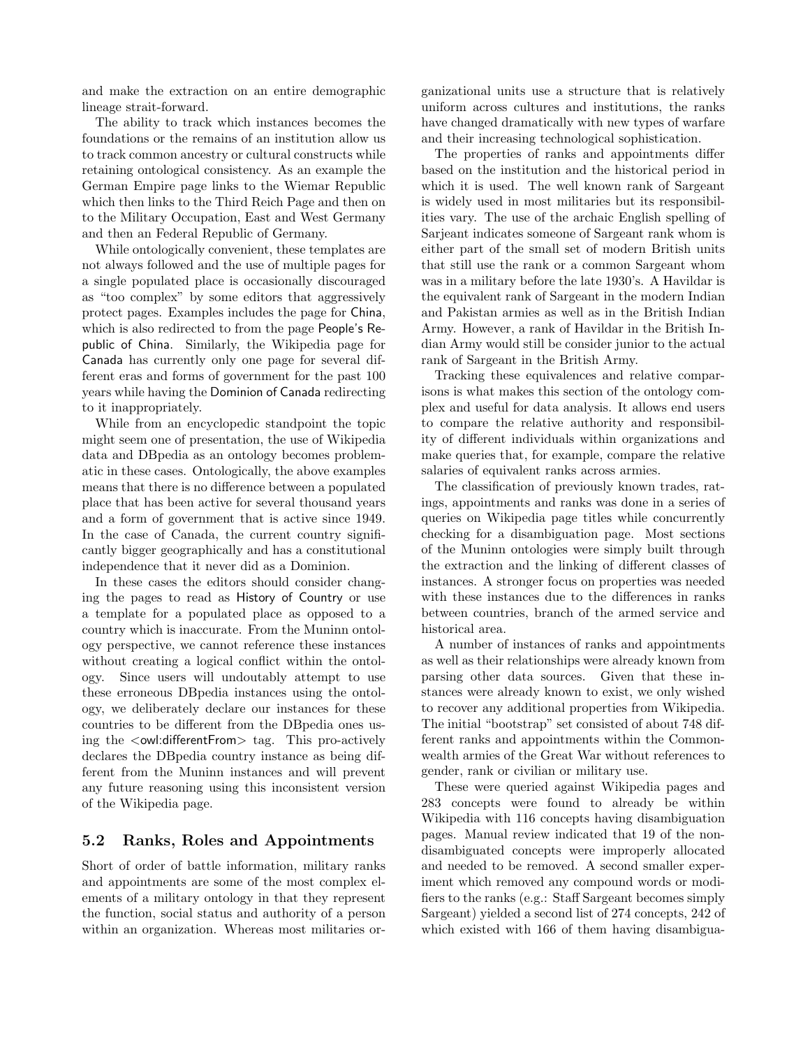and make the extraction on an entire demographic lineage strait-forward.

The ability to track which instances becomes the foundations or the remains of an institution allow us to track common ancestry or cultural constructs while retaining ontological consistency. As an example the German Empire page links to the Wiemar Republic which then links to the Third Reich Page and then on to the Military Occupation, East and West Germany and then an Federal Republic of Germany.

While ontologically convenient, these templates are not always followed and the use of multiple pages for a single populated place is occasionally discouraged as "too complex" by some editors that aggressively protect pages. Examples includes the page for China, which is also redirected to from the page People's Republic of China. Similarly, the Wikipedia page for Canada has currently only one page for several different eras and forms of government for the past 100 years while having the Dominion of Canada redirecting to it inappropriately.

While from an encyclopedic standpoint the topic might seem one of presentation, the use of Wikipedia data and DBpedia as an ontology becomes problematic in these cases. Ontologically, the above examples means that there is no difference between a populated place that has been active for several thousand years and a form of government that is active since 1949. In the case of Canada, the current country significantly bigger geographically and has a constitutional independence that it never did as a Dominion.

In these cases the editors should consider changing the pages to read as History of Country or use a template for a populated place as opposed to a country which is inaccurate. From the Muninn ontology perspective, we cannot reference these instances without creating a logical conflict within the ontology. Since users will undoutably attempt to use these erroneous DBpedia instances using the ontology, we deliberately declare our instances for these countries to be different from the DBpedia ones using the <owl:differentFrom> tag. This pro-actively declares the DBpedia country instance as being different from the Muninn instances and will prevent any future reasoning using this inconsistent version of the Wikipedia page.

## 5.2 Ranks, Roles and Appointments

Short of order of battle information, military ranks and appointments are some of the most complex elements of a military ontology in that they represent the function, social status and authority of a person within an organization. Whereas most militaries organizational units use a structure that is relatively uniform across cultures and institutions, the ranks have changed dramatically with new types of warfare and their increasing technological sophistication.

The properties of ranks and appointments differ based on the institution and the historical period in which it is used. The well known rank of Sargeant is widely used in most militaries but its responsibilities vary. The use of the archaic English spelling of Sarjeant indicates someone of Sargeant rank whom is either part of the small set of modern British units that still use the rank or a common Sargeant whom was in a military before the late 1930's. A Havildar is the equivalent rank of Sargeant in the modern Indian and Pakistan armies as well as in the British Indian Army. However, a rank of Havildar in the British Indian Army would still be consider junior to the actual rank of Sargeant in the British Army.

Tracking these equivalences and relative comparisons is what makes this section of the ontology complex and useful for data analysis. It allows end users to compare the relative authority and responsibility of different individuals within organizations and make queries that, for example, compare the relative salaries of equivalent ranks across armies.

The classification of previously known trades, ratings, appointments and ranks was done in a series of queries on Wikipedia page titles while concurrently checking for a disambiguation page. Most sections of the Muninn ontologies were simply built through the extraction and the linking of different classes of instances. A stronger focus on properties was needed with these instances due to the differences in ranks between countries, branch of the armed service and historical area.

A number of instances of ranks and appointments as well as their relationships were already known from parsing other data sources. Given that these instances were already known to exist, we only wished to recover any additional properties from Wikipedia. The initial "bootstrap" set consisted of about 748 different ranks and appointments within the Commonwealth armies of the Great War without references to gender, rank or civilian or military use.

These were queried against Wikipedia pages and 283 concepts were found to already be within Wikipedia with 116 concepts having disambiguation pages. Manual review indicated that 19 of the non-disambiguated concepts were improperly allocated and needed to be removed. A second smaller experiment which removed any compound words or modifiers to the ranks (e.g.: Staff Sargeant becomes simply Sargeant) yielded a second list of 274 concepts, 242 of which existed with 166 of them having disambigua-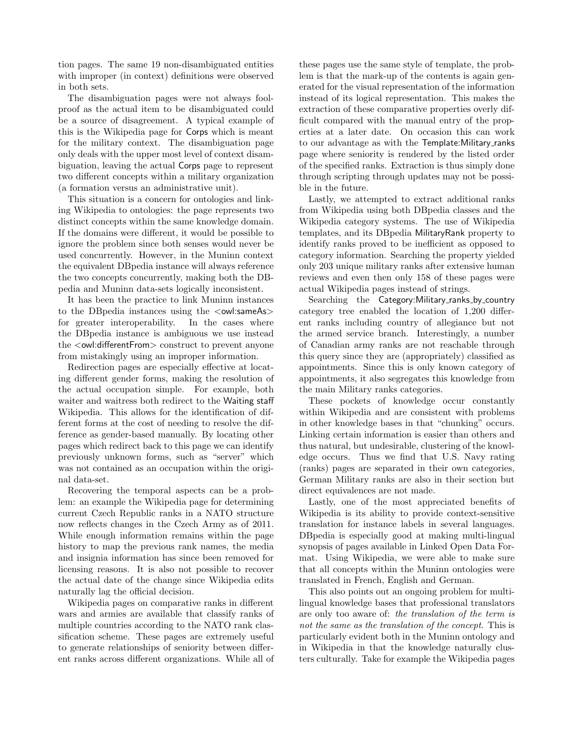tion pages. The same 19 non-disambiguated entities with improper (in context) definitions were observed in both sets.

The disambiguation pages were not always fool-proof as the actual item to be disambiguated could be a source of disagreement. A typical example of this is the Wikipedia page for Corps which is meant for the military context. The disambiguation page only deals with the upper most level of context disambiguation, leaving the actual Corps page to represent two different concepts within a military organization (a formation versus an administrative unit).

This situation is a concern for ontologies and linking Wikipedia to ontologies: the page represents two distinct concepts within the same knowledge domain. If the domains were different, it would be possible to ignore the problem since both senses would never be used concurrently. However, in the Muninn context the equivalent DBpedia instance will always reference the two concepts concurrently, making both the DBpedia and Muninn data-sets logically inconsistent.

It has been the practice to link Muninn instances to the DBpedia instances using the <owl:sameAs> for greater interoperability. In the cases where the DBpedia instance is ambiguous we use instead the <owl:differentFrom> construct to prevent anyone from mistakingly using an improper information.

Redirection pages are especially effective at locating different gender forms, making the resolution of the actual occupation simple. For example, both waiter and waitress both redirect to the Waiting staff Wikipedia. This allows for the identification of different forms at the cost of needing to resolve the difference as gender-based manually. By locating other pages which redirect back to this page we can identify previously unknown forms, such as "server" which was not contained as an occupation within the original data-set.

Recovering the temporal aspects can be a problem: an example the Wikipedia page for determining current Czech Republic ranks in a NATO structure now reflects changes in the Czech Army as of 2011. While enough information remains within the page history to map the previous rank names, the media and insignia information has since been removed for licensing reasons. It is also not possible to recover the actual date of the change since Wikipedia edits naturally lag the official decision.

Wikipedia pages on comparative ranks in different wars and armies are available that classify ranks of multiple countries according to the NATO rank classification scheme. These pages are extremely useful to generate relationships of seniority between different ranks across different organizations. While all of these pages use the same style of template, the problem is that the mark-up of the contents is again generated for the visual representation of the information instead of its logical representation. This makes the extraction of these comparative properties overly difficult compared with the manual entry of the properties at a later date. On occasion this can work to our advantage as with the Template:Military_ranks page where seniority is rendered by the listed order of the specified ranks. Extraction is thus simply done through scripting through updates may not be possible in the future.

Lastly, we attempted to extract additional ranks from Wikipedia using both DBpedia classes and the Wikipedia category systems. The use of Wikipedia templates, and its DBpedia MilitaryRank property to identify ranks proved to be inefficient as opposed to category information. Searching the property yielded only 203 unique military ranks after extensive human reviews and even then only 158 of these pages were actual Wikipedia pages instead of strings.

Searching the Category:Military_ranks_by_country category tree enabled the location of 1,200 different ranks including country of allegiance but not the armed service branch. Interestingly, a number of Canadian army ranks are not reachable through this query since they are (appropriately) classified as appointments. Since this is only known category of appointments, it also segregates this knowledge from the main Military ranks categories.

These pockets of knowledge occur constantly within Wikipedia and are consistent with problems in other knowledge bases in that "chunking" occurs. Linking certain information is easier than others and thus natural, but undesirable, clustering of the knowledge occurs. Thus we find that U.S. Navy rating (ranks) pages are separated in their own categories, German Military ranks are also in their section but direct equivalences are not made.

Lastly, one of the most appreciated benefits of Wikipedia is its ability to provide context-sensitive translation for instance labels in several languages. DBpedia is especially good at making multi-lingual synopsis of pages available in Linked Open Data Format. Using Wikipedia, we were able to make sure that all concepts within the Muninn ontologies were translated in French, English and German.

This also points out an ongoing problem for multi-lingual knowledge bases that professional translators are only too aware of: *the translation of the term is not the same as the translation of the concept*. This is particularly evident both in the Muninn ontology and in Wikipedia in that the knowledge naturally clusters culturally. Take for example the Wikipedia pages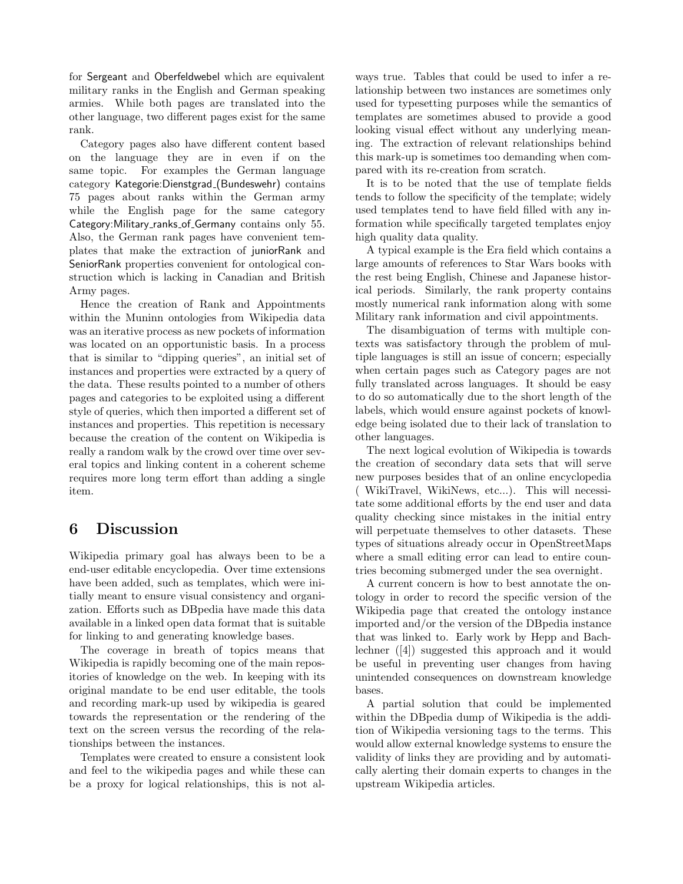for Sergeant and Oberfeldwebel which are equivalent military ranks in the English and German speaking armies. While both pages are translated into the other language, two different pages exist for the same rank.

Category pages also have different content based on the language they are in even if on the same topic. For examples the German language category Kategorie:Dienstgrad_(Bundeswehr) contains 75 pages about ranks within the German army while the English page for the same category Category:Military_ranks_of_Germany contains only 55. Also, the German rank pages have convenient templates that make the extraction of juniorRank and SeniorRank properties convenient for ontological construction which is lacking in Canadian and British Army pages.

Hence the creation of Rank and Appointments within the Muninn ontologies from Wikipedia data was an iterative process as new pockets of information was located on an opportunistic basis. In a process that is similar to "dipping queries", an initial set of instances and properties were extracted by a query of the data. These results pointed to a number of others pages and categories to be exploited using a different style of queries, which then imported a different set of instances and properties. This repetition is necessary because the creation of the content on Wikipedia is really a random walk by the crowd over time over several topics and linking content in a coherent scheme requires more long term effort than adding a single item.

# 6 Discussion

Wikipedia primary goal has always been to be a end-user editable encyclopedia. Over time extensions have been added, such as templates, which were initially meant to ensure visual consistency and organization. Efforts such as DBpedia have made this data available in a linked open data format that is suitable for linking to and generating knowledge bases.

The coverage in breath of topics means that Wikipedia is rapidly becoming one of the main repositories of knowledge on the web. In keeping with its original mandate to be end user editable, the tools and recording mark-up used by wikipedia is geared towards the representation or the rendering of the text on the screen versus the recording of the relationships between the instances.

Templates were created to ensure a consistent look and feel to the wikipedia pages and while these can be a proxy for logical relationships, this is not always true. Tables that could be used to infer a relationship between two instances are sometimes only used for typesetting purposes while the semantics of templates are sometimes abused to provide a good looking visual effect without any underlying meaning. The extraction of relevant relationships behind this mark-up is sometimes too demanding when compared with its re-creation from scratch.

It is to be noted that the use of template fields tends to follow the specificity of the template; widely used templates tend to have field filled with any information while specifically targeted templates enjoy high quality data quality.

A typical example is the Era field which contains a large amounts of references to Star Wars books with the rest being English, Chinese and Japanese historical periods. Similarly, the rank property contains mostly numerical rank information along with some Military rank information and civil appointments.

The disambiguation of terms with multiple contexts was satisfactory through the problem of multiple languages is still an issue of concern; especially when certain pages such as Category pages are not fully translated across languages. It should be easy to do so automatically due to the short length of the labels, which would ensure against pockets of knowledge being isolated due to their lack of translation to other languages.

The next logical evolution of Wikipedia is towards the creation of secondary data sets that will serve new purposes besides that of an online encyclopedia ( WikiTravel, WikiNews, etc...). This will necessitate some additional efforts by the end user and data quality checking since mistakes in the initial entry will perpetuate themselves to other datasets. These types of situations already occur in OpenStreetMaps where a small editing error can lead to entire countries becoming submerged under the sea overnight.

A current concern is how to best annotate the ontology in order to record the specific version of the Wikipedia page that created the ontology instance imported and/or the version of the DBpedia instance that was linked to. Early work by Hepp and Bachlechner ([4]) suggested this approach and it would be useful in preventing user changes from having unintended consequences on downstream knowledge bases.

A partial solution that could be implemented within the DBpedia dump of Wikipedia is the addition of Wikipedia versioning tags to the terms. This would allow external knowledge systems to ensure the validity of links they are providing and by automatically alerting their domain experts to changes in the upstream Wikipedia articles.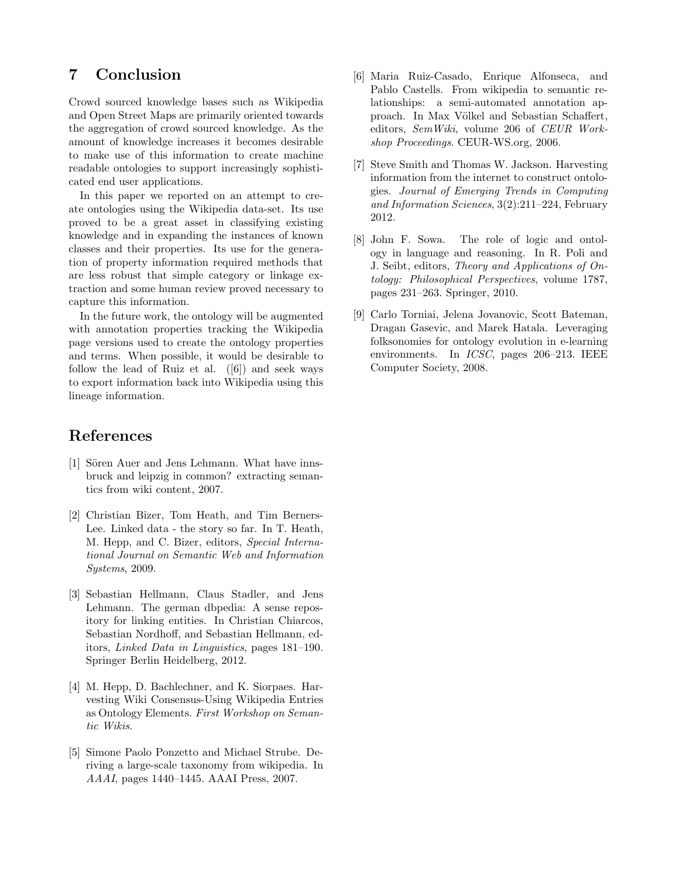## 7 Conclusion

Crowd sourced knowledge bases such as Wikipedia and Open Street Maps are primarily oriented towards the aggregation of crowd sourced knowledge. As the amount of knowledge increases it becomes desirable to make use of this information to create machine readable ontologies to support increasingly sophisticated end user applications.

In this paper we reported on an attempt to create ontologies using the Wikipedia data-set. Its use proved to be a great asset in classifying existing knowledge and in expanding the instances of known classes and their properties. Its use for the generation of property information required methods that are less robust that simple category or linkage extraction and some human review proved necessary to capture this information.

In the future work, the ontology will be augmented with annotation properties tracking the Wikipedia page versions used to create the ontology properties and terms. When possible, it would be desirable to follow the lead of Ruiz et al. ([6]) and seek ways to export information back into Wikipedia using this lineage information.

## References

[1] Sören Auer and Jens Lehmann. What have innsbruck and leipzig in common? extracting semantics from wiki content, 2007.

[2] Christian Bizer, Tom Heath, and Tim Berners-Lee. Linked data - the story so far. In T. Heath, M. Hepp, and C. Bizer, editors, *Special International Journal on Semantic Web and Information Systems*, 2009.

[3] Sebastian Hellmann, Claus Stadler, and Jens Lehmann. The german dbpedia: A sense repository for linking entities. In Christian Chiarcos, Sebastian Nordhoff, and Sebastian Hellmann, editors, *Linked Data in Linguistics*, pages 181–190. Springer Berlin Heidelberg, 2012.

[4] M. Hepp, D. Bachlechner, and K. Siorpaes. Harvesting Wiki Consensus-Using Wikipedia Entries as Ontology Elements. *First Workshop on Semantic Wikis*.

[5] Simone Paolo Ponzetto and Michael Strube. Deriving a large-scale taxonomy from wikipedia. In *AAAI*, pages 1440–1445. AAAI Press, 2007.

[6] Maria Ruiz-Casado, Enrique Alfonseca, and Pablo Castells. From wikipedia to semantic relationships: a semi-automated annotation approach. In Max Völkel and Sebastian Schaffert, editors, *SemWiki*, volume 206 of *CEUR Workshop Proceedings*. CEUR-WS.org, 2006.

[7] Steve Smith and Thomas W. Jackson. Harvesting information from the internet to construct ontologies. *Journal of Emerging Trends in Computing and Information Sciences*, 3(2):211–224, February 2012.

[8] John F. Sowa. The role of logic and ontology in language and reasoning. In R. Poli and J. Seibt, editors, *Theory and Applications of Ontology: Philosophical Perspectives*, volume 1787, pages 231–263. Springer, 2010.

[9] Carlo Torniai, Jelena Jovanovic, Scott Bateman, Dragan Gasevic, and Marek Hatala. Leveraging folksonomies for ontology evolution in e-learning environments. In *ICSC*, pages 206–213. IEEE Computer Society, 2008.